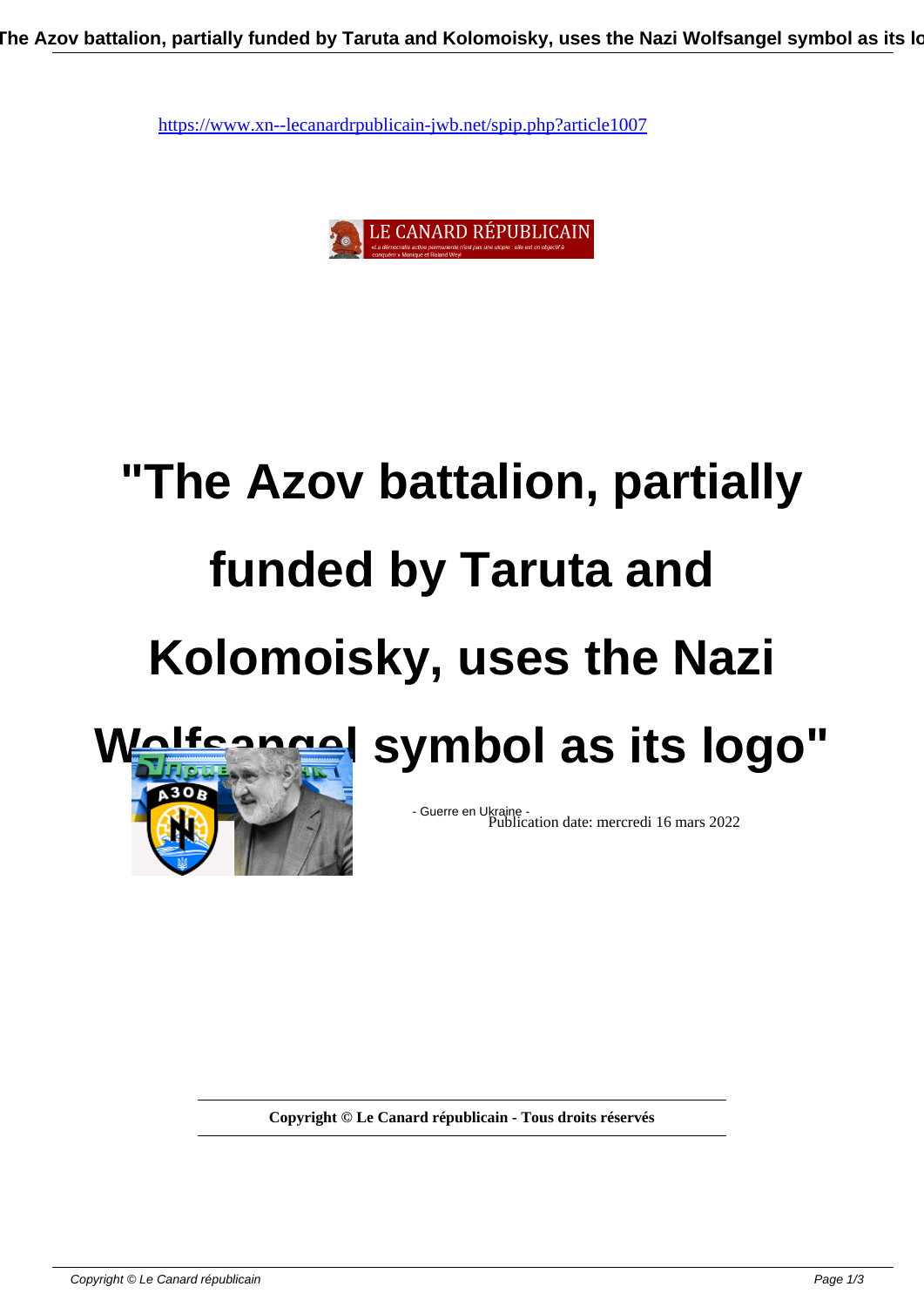https://www.xn--lecanardrpublicain-jwb.net/spip.php?article1007

# "The Azov battalion, partially funded by Taruta and Kolomoisky, uses the Nazi Wolfsangel symbol as its logo"

- Guerre en Ukraine -

Publication date: mercredi 16 mars 2022

**Copyright © Le Canard républicain - Tous droits réservés**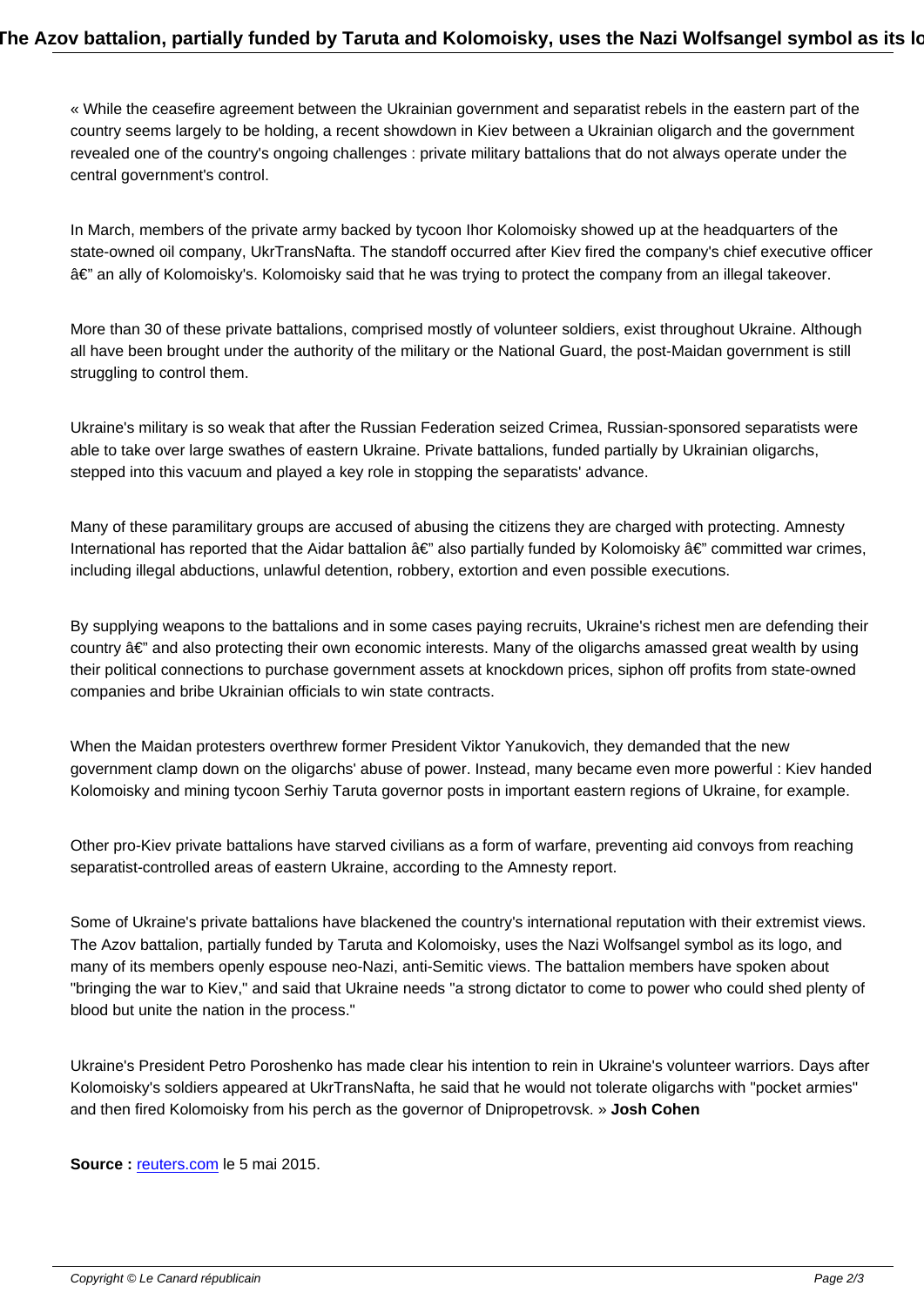« While the ceasefire agreement between the Ukrainian government and separatist rebels in the eastern part of the country seems largely to be holding, a recent showdown in Kiev between a Ukrainian oligarch and the government revealed one of the country's ongoing challenges : private military battalions that do not always operate under the central government's control.

In March, members of the private army backed by tycoon Ihor Kolomoisky showed up at the headquarters of the state-owned oil company, UkrTransNafta. The standoff occurred after Kiev fired the company's chief executive officer â€" an ally of Kolomoisky's. Kolomoisky said that he was trying to protect the company from an illegal takeover.

More than 30 of these private battalions, comprised mostly of volunteer soldiers, exist throughout Ukraine. Although all have been brought under the authority of the military or the National Guard, the post-Maidan government is still struggling to control them.

Ukraine's military is so weak that after the Russian Federation seized Crimea, Russian-sponsored separatists were able to take over large swathes of eastern Ukraine. Private battalions, funded partially by Ukrainian oligarchs, stepped into this vacuum and played a key role in stopping the separatists' advance.

Many of these paramilitary groups are accused of abusing the citizens they are charged with protecting. Amnesty International has reported that the Aidar battalion â€" also partially funded by Kolomoisky â€" committed war crimes, including illegal abductions, unlawful detention, robbery, extortion and even possible executions.

By supplying weapons to the battalions and in some cases paying recruits, Ukraine's richest men are defending their country â€" and also protecting their own economic interests. Many of the oligarchs amassed great wealth by using their political connections to purchase government assets at knockdown prices, siphon off profits from state-owned companies and bribe Ukrainian officials to win state contracts.

When the Maidan protesters overthrew former President Viktor Yanukovich, they demanded that the new government clamp down on the oligarchs' abuse of power. Instead, many became even more powerful : Kiev handed Kolomoisky and mining tycoon Serhiy Taruta governor posts in important eastern regions of Ukraine, for example.

Other pro-Kiev private battalions have starved civilians as a form of warfare, preventing aid convoys from reaching separatist-controlled areas of eastern Ukraine, according to the Amnesty report.

Some of Ukraine's private battalions have blackened the country's international reputation with their extremist views. The Azov battalion, partially funded by Taruta and Kolomoisky, uses the Nazi Wolfsangel symbol as its logo, and many of its members openly espouse neo-Nazi, anti-Semitic views. The battalion members have spoken about "bringing the war to Kiev," and said that Ukraine needs "a strong dictator to come to power who could shed plenty of blood but unite the nation in the process."

Ukraine's President Petro Poroshenko has made clear his intention to rein in Ukraine's volunteer warriors. Days after Kolomoisky's soldiers appeared at UkrTransNafta, he said that he would not tolerate oligarchs with "pocket armies" and then fired Kolomoisky from his perch as the governor of Dnipropetrovsk. » **Josh Cohen**

**Source :** reuters.com le 5 mai 2015.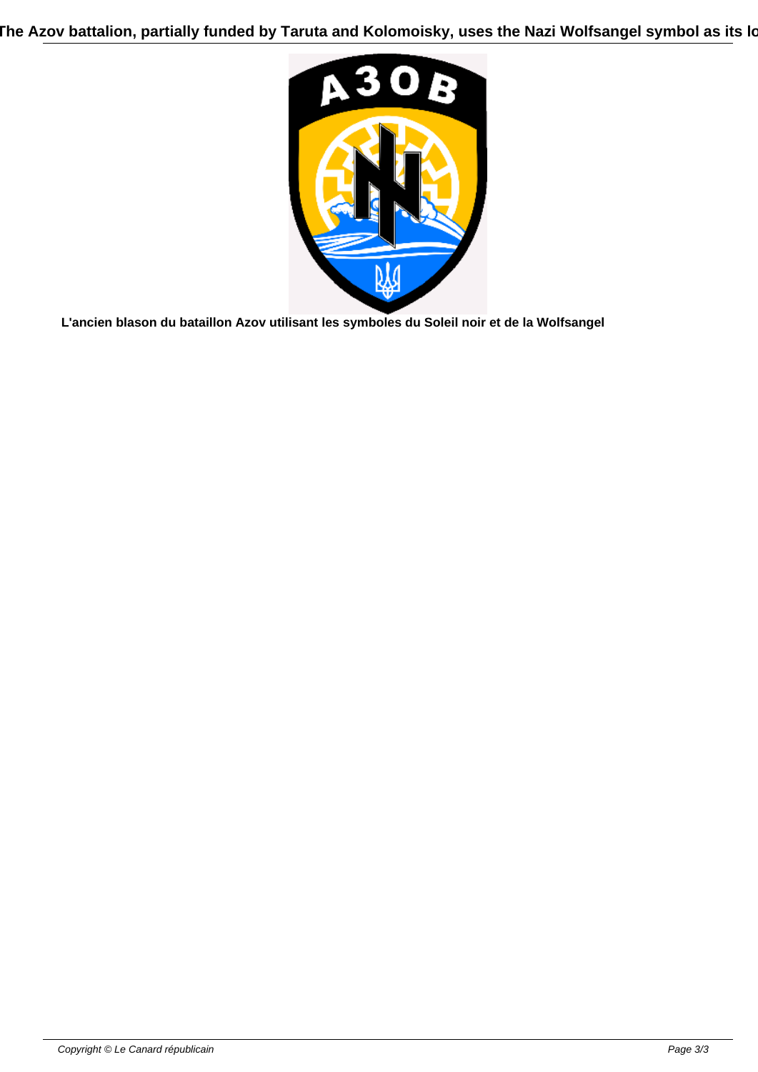L'ancien blason du bataillon Azov utilisant les symboles du Soleil noir et de la Wolfsangel